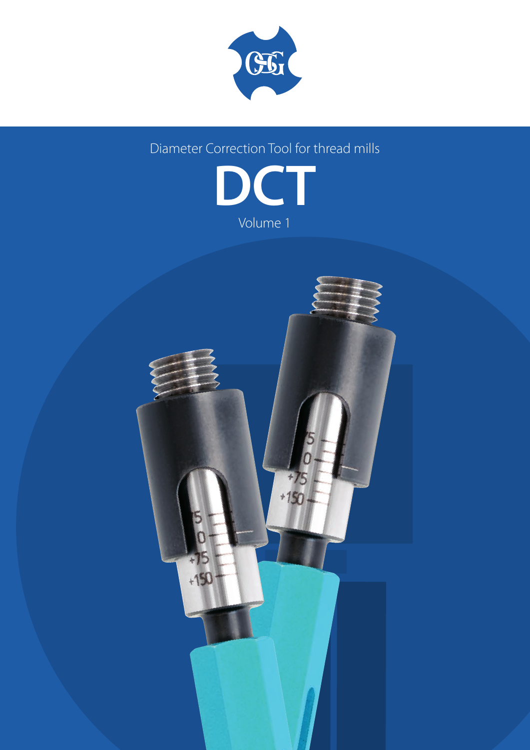Diameter Correction Tool for thread mills

# DCT

Volume 1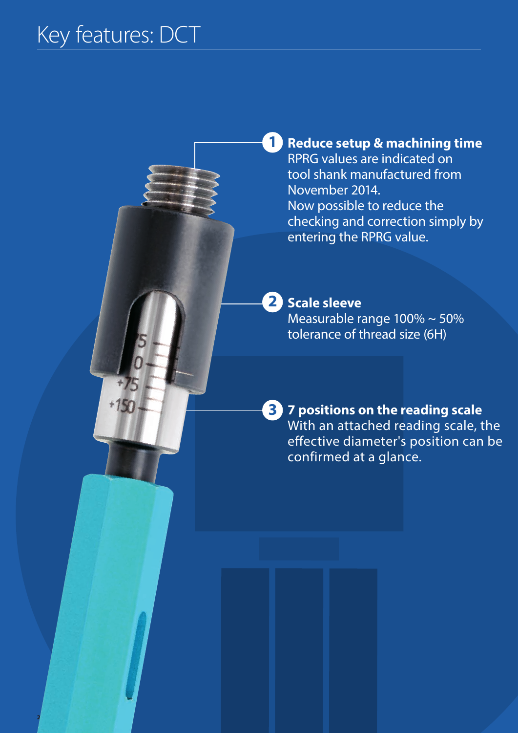# Key features: DCT

**1 Reduce setup & machining time**
RPRG values are indicated on tool shank manufactured from November 2014.
Now possible to reduce the checking and correction simply by entering the RPRG value.

**2 Scale sleeve**
Measurable range 100% ~ 50% tolerance of thread size (6H)

**3 7 positions on the reading scale**
With an attached reading scale, the effective diameter's position can be confirmed at a glance.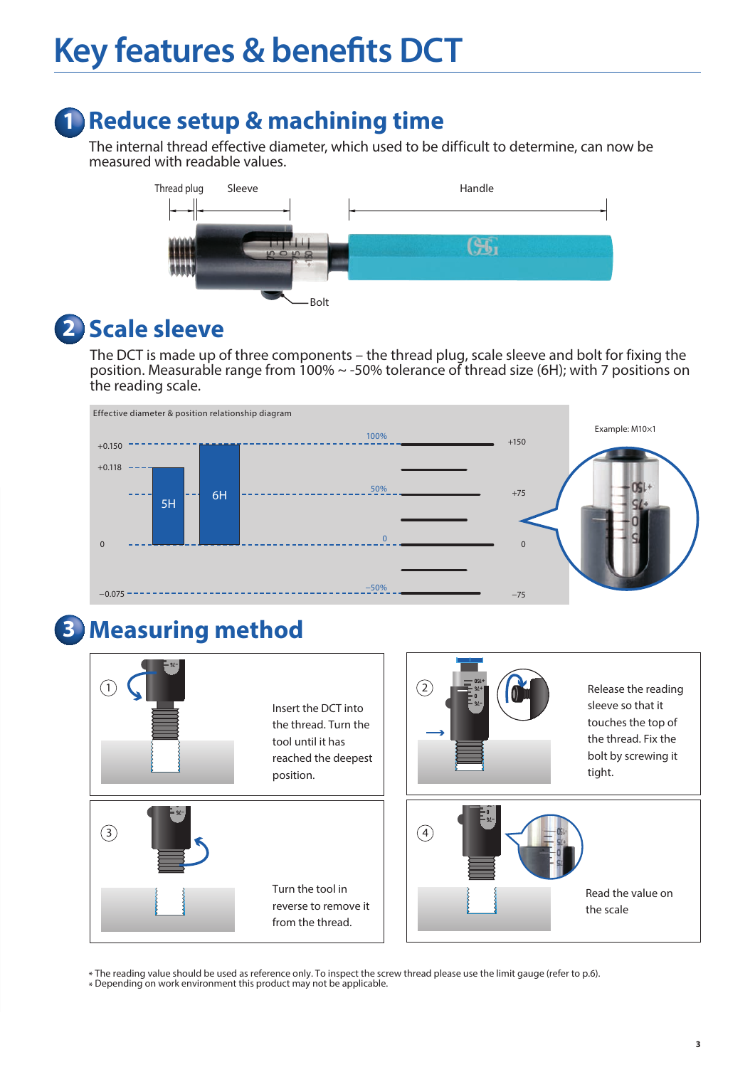# Key features & benefits DCT

## 1 Reduce setup & machining time

The internal thread effective diameter, which used to be difficult to determine, can now be measured with readable values.

Thread plug Sleeve Handle

Bolt

## 2 Scale sleeve

The DCT is made up of three components – the thread plug, scale sleeve and bolt for fixing the position. Measurable range from 100% ~ -50% tolerance of thread size (6H); with 7 positions on the reading scale.

Effective diameter & position relationship diagram

Example: M10×1

## 3 Measuring method

① Insert the DCT into the thread. Turn the tool until it has reached the deepest position.

② Release the reading sleeve so that it touches the top of the thread. Fix the bolt by screwing it tight.

③ Turn the tool in reverse to remove it from the thread.

④ Read the value on the scale

* The reading value should be used as reference only. To inspect the screw thread please use the limit gauge (refer to p.6).
* Depending on work environment this product may not be applicable.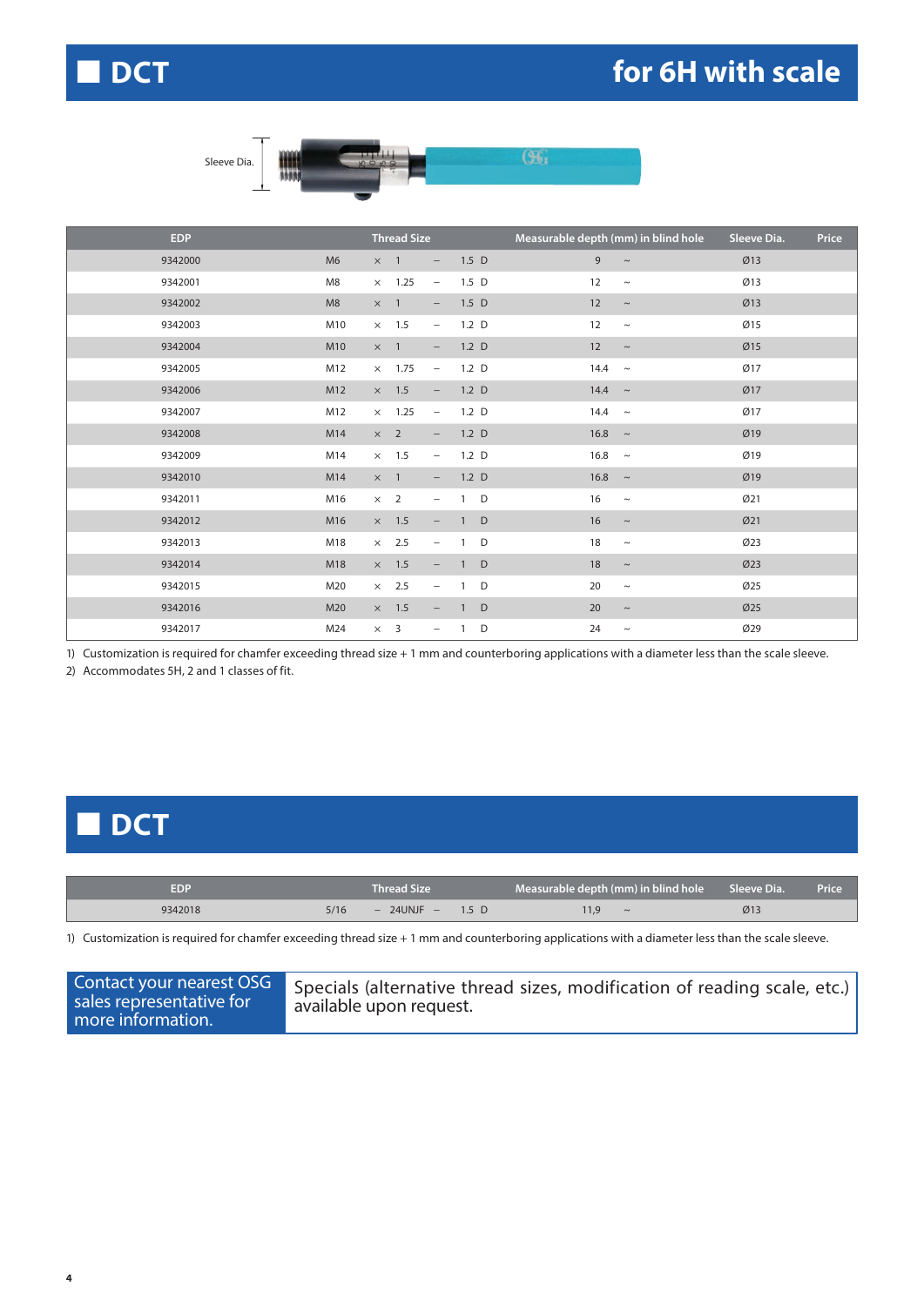# DCT for 6H with scale

Sleeve Dia.

| EDP | Thread Size | Measurable depth (mm) in blind hole | Sleeve Dia. | Price |
|---|---|---|---|---|
| 9342000 | M6 × 1 | – 1.5 D 9 ~ | Ø13 | |
| 9342001 | M8 × 1.25 | – 1.5 D 12 ~ | Ø13 | |
| 9342002 | M8 × 1 | – 1.5 D 12 ~ | Ø13 | |
| 9342003 | M10 × 1.5 | – 1.2 D 12 ~ | Ø15 | |
| 9342004 | M10 × 1 | – 1.2 D 12 ~ | Ø15 | |
| 9342005 | M12 × 1.75 | – 1.2 D 14.4 ~ | Ø17 | |
| 9342006 | M12 × 1.5 | – 1.2 D 14.4 ~ | Ø17 | |
| 9342007 | M12 × 1.25 | – 1.2 D 14.4 ~ | Ø17 | |
| 9342008 | M14 × 2 | – 1.2 D 16.8 ~ | Ø19 | |
| 9342009 | M14 × 1.5 | – 1.2 D 16.8 ~ | Ø19 | |
| 9342010 | M14 × 1 | – 1.2 D 16.8 ~ | Ø19 | |
| 9342011 | M16 × 2 | – 1 D 16 ~ | Ø21 | |
| 9342012 | M16 × 1.5 | – 1 D 16 ~ | Ø21 | |
| 9342013 | M18 × 2.5 | – 1 D 18 ~ | Ø23 | |
| 9342014 | M18 × 1.5 | – 1 D 18 ~ | Ø23 | |
| 9342015 | M20 × 2.5 | – 1 D 20 ~ | Ø25 | |
| 9342016 | M20 × 1.5 | – 1 D 20 ~ | Ø25 | |
| 9342017 | M24 × 3 | – 1 D 24 ~ | Ø29 | |

1) Customization is required for chamfer exceeding thread size + 1 mm and counterboring applications with a diameter less than the scale sleeve.
2) Accommodates 5H, 2 and 1 classes of fit.

# DCT

| EDP | Thread Size | Measurable depth (mm) in blind hole | Sleeve Dia. | Price |
|---|---|---|---|---|
| 9342018 | 5/16 – 24UNJF | – 1.5 D 11,9 ~ | Ø13 | |

1) Customization is required for chamfer exceeding thread size + 1 mm and counterboring applications with a diameter less than the scale sleeve.

| Contact your nearest OSG sales representative for more information. | Specials (alternative thread sizes, modification of reading scale, etc.) available upon request. |
|---|---|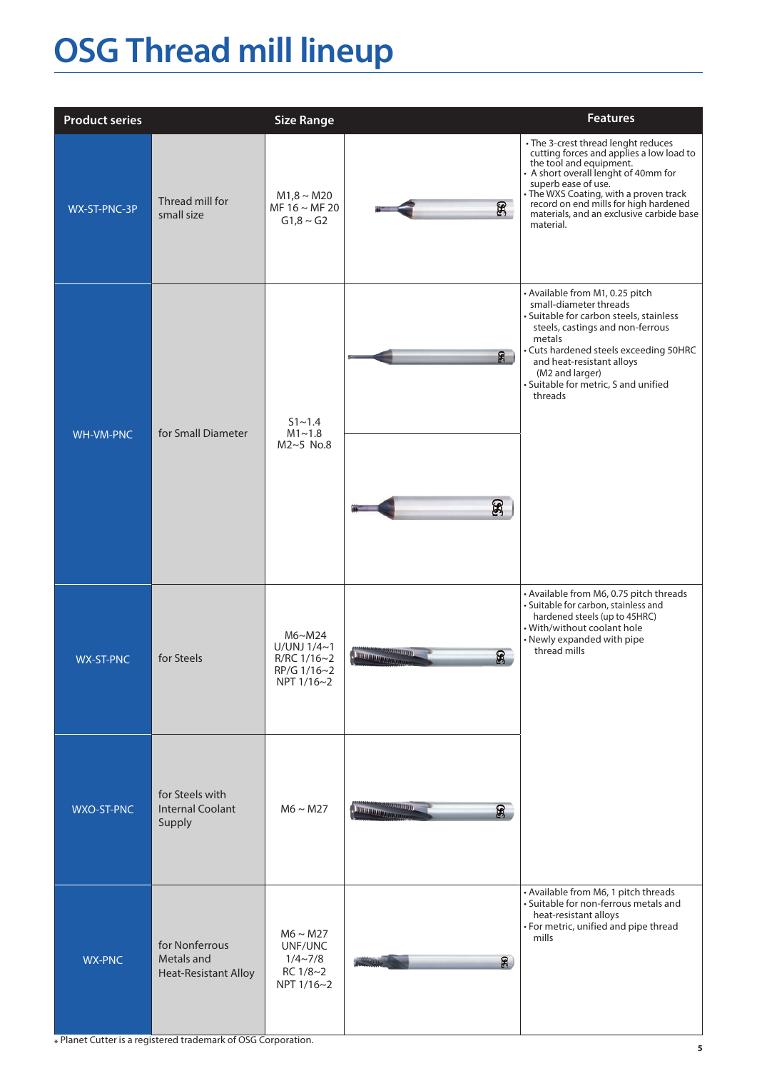# OSG Thread mill lineup

| Product series | | Size Range | | Features |
|---|---|---|---|---|
| WX-ST-PNC-3P | Thread mill for small size | M1,8 ~ M20<br>MF 16 ~ MF 20<br>G1,8 ~ G2 | | • The 3-crest thread lenght reduces cutting forces and applies a low load to the tool and equipment.<br>• A short overall lenght of 40mm for superb ease of use.<br>• The WXS Coating, with a proven track record on end mills for high hardened materials, and an exclusive carbide base material. |
| WH-VM-PNC | for Small Diameter | S1~1.4<br>M1~1.8<br>M2~5 No.8 | | • Available from M1, 0.25 pitch small-diameter threads<br>• Suitable for carbon steels, stainless steels, castings and non-ferrous metals<br>• Cuts hardened steels exceeding 50HRC and heat-resistant alloys (M2 and larger)<br>• Suitable for metric, S and unified threads |
| WX-ST-PNC | for Steels | M6~M24<br>U/UNJ 1/4~1<br>R/RC 1/16~2<br>RP/G 1/16~2<br>NPT 1/16~2 | | • Available from M6, 0.75 pitch threads<br>• Suitable for carbon, stainless and hardened steels (up to 45HRC)<br>• With/without coolant hole<br>• Newly expanded with pipe thread mills |
| WXO-ST-PNC | for Steels with Internal Coolant Supply | M6 ~ M27 | | |
| WX-PNC | for Nonferrous Metals and Heat-Resistant Alloy | M6 ~ M27<br>UNF/UNC<br>1/4~7/8<br>RC 1/8~2<br>NPT 1/16~2 | | • Available from M6, 1 pitch threads<br>• Suitable for non-ferrous metals and heat-resistant alloys<br>• For metric, unified and pipe thread mills |

* Planet Cutter is a registered trademark of OSG Corporation.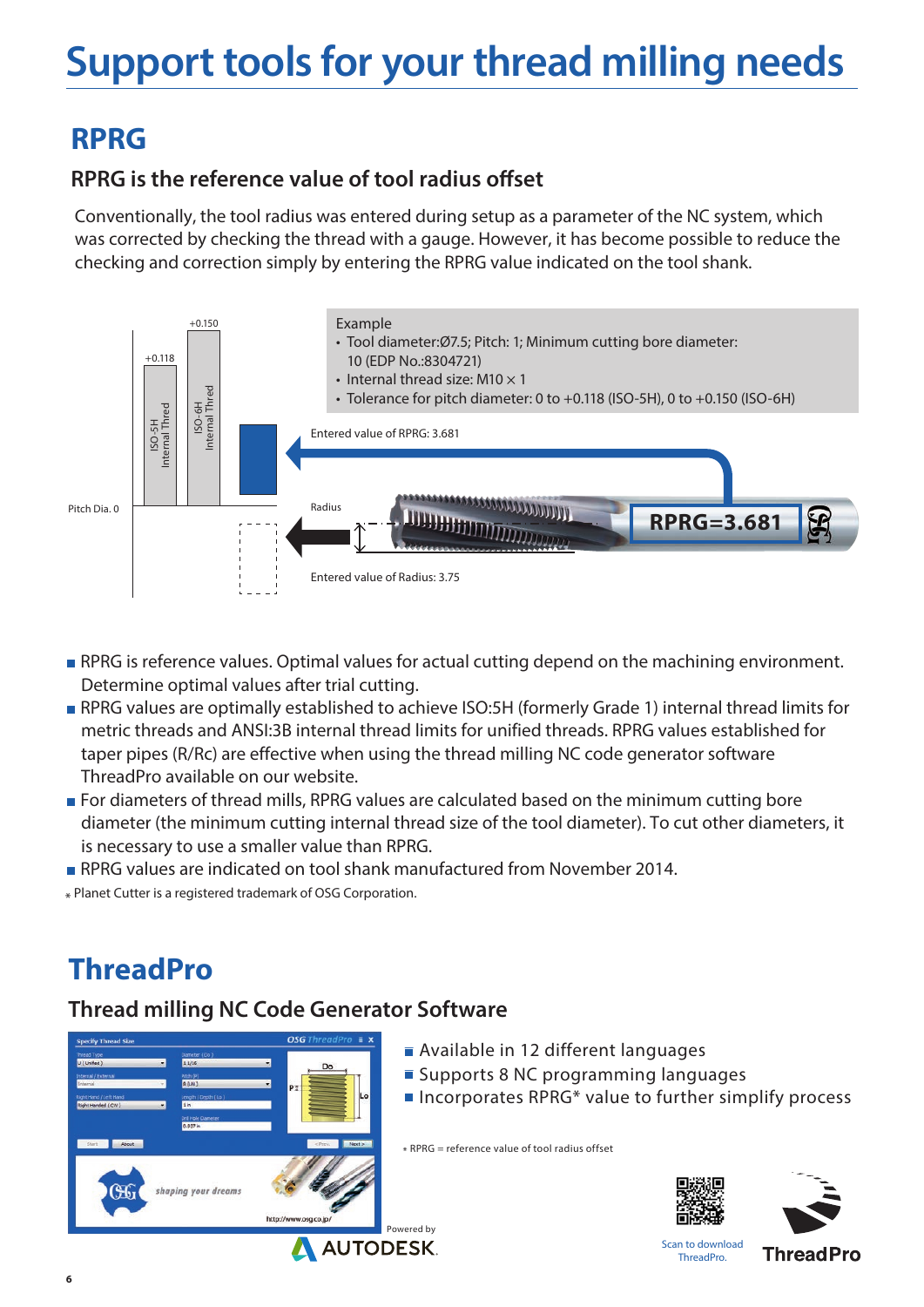# Support tools for your thread milling needs

## RPRG

### RPRG is the reference value of tool radius offset

Conventionally, the tool radius was entered during setup as a parameter of the NC system, which was corrected by checking the thread with a gauge. However, it has become possible to reduce the checking and correction simply by entering the RPRG value indicated on the tool shank.

Example
- Tool diameter:Ø7.5; Pitch: 1; Minimum cutting bore diameter: 10 (EDP No.:8304721)
- Internal thread size: M10 × 1
- Tolerance for pitch diameter: 0 to +0.118 (ISO-5H), 0 to +0.150 (ISO-6H)

+0.150 ISO-6H Internal Thred
+0.118 ISO-5H Internal Thred
Pitch Dia. 0

Entered value of RPRG: 3.681

Radius

RPRG=3.681

Entered value of Radius: 3.75

- RPRG is reference values. Optimal values for actual cutting depend on the machining environment. Determine optimal values after trial cutting.
- RPRG values are optimally established to achieve ISO:5H (formerly Grade 1) internal thread limits for metric threads and ANSI:3B internal thread limits for unified threads. RPRG values established for taper pipes (R/Rc) are effective when using the thread milling NC code generator software ThreadPro available on our website.
- For diameters of thread mills, RPRG values are calculated based on the minimum cutting bore diameter (the minimum cutting internal thread size of the tool diameter). To cut other diameters, it is necessary to use a smaller value than RPRG.
- RPRG values are indicated on tool shank manufactured from November 2014.

* Planet Cutter is a registered trademark of OSG Corporation.

## ThreadPro

### Thread milling NC Code Generator Software

- Available in 12 different languages
- Supports 8 NC programming languages
- Incorporates RPRG* value to further simplify process

* RPRG = reference value of tool radius offset

Powered by AUTODESK.

Scan to download ThreadPro.

ThreadPro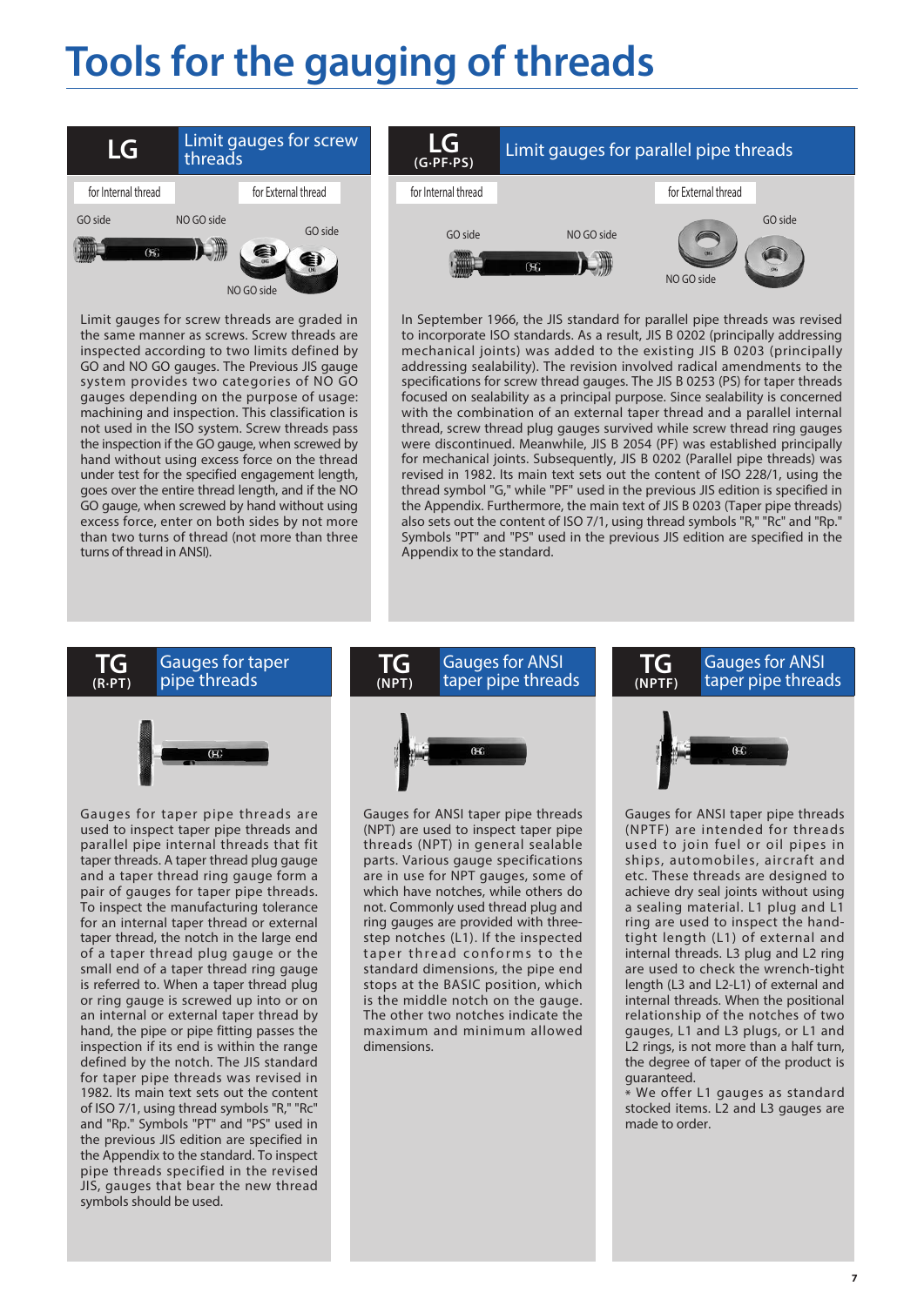# Tools for the gauging of threads

## LG — Limit gauges for screw threads

for Internal thread | for External thread

GO side | NO GO side | GO side | NO GO side

Limit gauges for screw threads are graded in the same manner as screws. Screw threads are inspected according to two limits defined by GO and NO GO gauges. The Previous JIS gauge system provides two categories of NO GO gauges depending on the purpose of usage: machining and inspection. This classification is not used in the ISO system. Screw threads pass the inspection if the GO gauge, when screwed by hand without using excess force on the thread under test for the specified engagement length, goes over the entire thread length, and if the NO GO gauge, when screwed by hand without using excess force, enter on both sides by not more than two turns of thread (not more than three turns of thread in ANSI).

## LG (G·PF·PS) — Limit gauges for parallel pipe threads

for Internal thread | for External thread

GO side | NO GO side | NO GO side | GO side

In September 1966, the JIS standard for parallel pipe threads was revised to incorporate ISO standards. As a result, JIS B 0202 (principally addressing mechanical joints) was added to the existing JIS B 0203 (principally addressing sealability). The revision involved radical amendments to the specifications for screw thread gauges. The JIS B 0253 (PS) for taper threads focused on sealability as a principal purpose. Since sealability is concerned with the combination of an external taper thread and a parallel internal thread, screw thread plug gauges survived while screw thread ring gauges were discontinued. Meanwhile, JIS B 2054 (PF) was established principally for mechanical joints. Subsequently, JIS B 0202 (Parallel pipe threads) was revised in 1982. Its main text sets out the content of ISO 228/1, using the thread symbol "G," while "PF" used in the previous JIS edition is specified in the Appendix. Furthermore, the main text of JIS B 0203 (Taper pipe threads) also sets out the content of ISO 7/1, using thread symbols "R," "Rc" and "Rp." Symbols "PT" and "PS" used in the previous JIS edition are specified in the Appendix to the standard.

## TG (R·PT) — Gauges for taper pipe threads

Gauges for taper pipe threads are used to inspect taper pipe threads and parallel pipe internal threads that fit taper threads. A taper thread plug gauge and a taper thread ring gauge form a pair of gauges for taper pipe threads. To inspect the manufacturing tolerance for an internal taper thread or external taper thread, the notch in the large end of a taper thread plug gauge or the small end of a taper thread ring gauge is referred to. When a taper thread plug or ring gauge is screwed up into or on an internal or external taper thread by hand, the pipe or pipe fitting passes the inspection if its end is within the range defined by the notch. The JIS standard for taper pipe threads was revised in 1982. Its main text sets out the content of ISO 7/1, using thread symbols "R," "Rc" and "Rp." Symbols "PT" and "PS" used in the previous JIS edition are specified in the Appendix to the standard. To inspect pipe threads specified in the revised JIS, gauges that bear the new thread symbols should be used.

## TG (NPT) — Gauges for ANSI taper pipe threads

Gauges for ANSI taper pipe threads (NPT) are used to inspect taper pipe threads (NPT) in general sealable parts. Various gauge specifications are in use for NPT gauges, some of which have notches, while others do not. Commonly used thread plug and ring gauges are provided with three-step notches (L1). If the inspected taper thread conforms to the standard dimensions, the pipe end stops at the BASIC position, which is the middle notch on the gauge. The other two notches indicate the maximum and minimum allowed dimensions.

## TG (NPTF) — Gauges for ANSI taper pipe threads

Gauges for ANSI taper pipe threads (NPTF) are intended for threads used to join fuel or oil pipes in ships, automobiles, aircraft and etc. These threads are designed to achieve dry seal joints without using a sealing material. L1 plug and L1 ring are used to inspect the hand-tight length (L1) of external and internal threads. L3 plug and L2 ring are used to check the wrench-tight length (L3 and L2-L1) of external and internal threads. When the positional relationship of the notches of two gauges, L1 and L3 plugs, or L1 and L2 rings, is not more than a half turn, the degree of taper of the product is guaranteed.

* We offer L1 gauges as standard stocked items. L2 and L3 gauges are made to order.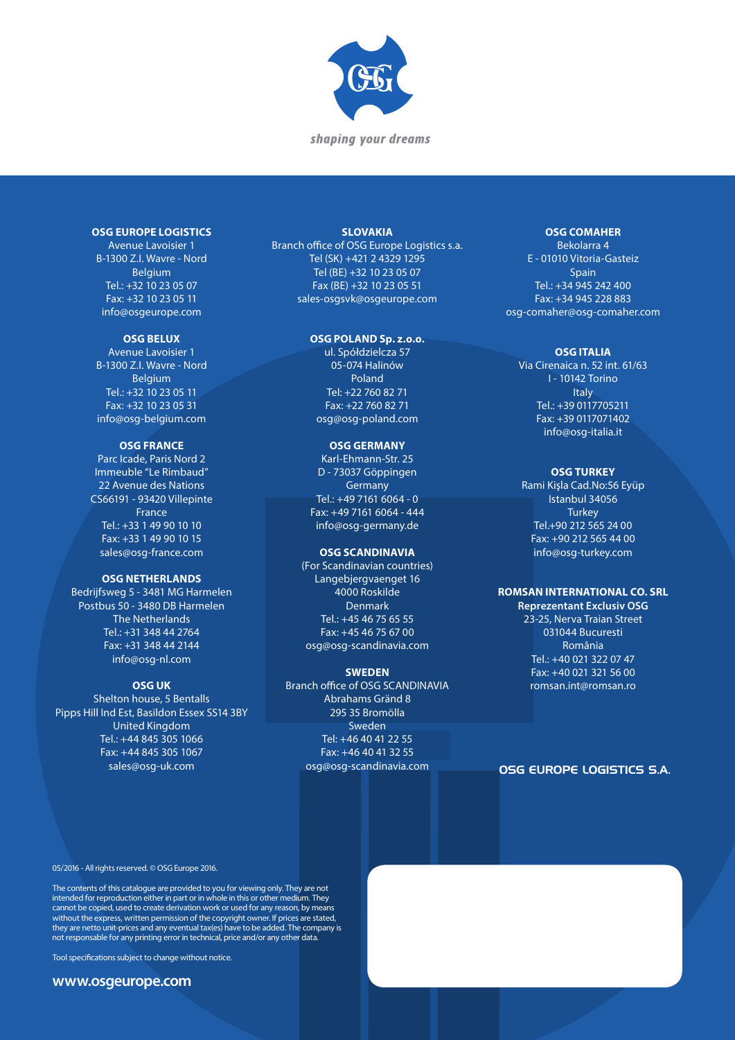*shaping your dreams*

**OSG EUROPE LOGISTICS**
Avenue Lavoisier 1
B-1300 Z.I. Wavre - Nord
Belgium
Tel.: +32 10 23 05 07
Fax: +32 10 23 05 11
info@osgeurope.com

**OSG BELUX**
Avenue Lavoisier 1
B-1300 Z.I. Wavre - Nord
Belgium
Tel.: +32 10 23 05 11
Fax: +32 10 23 05 31
info@osg-belgium.com

**OSG FRANCE**
Parc Icade, Paris Nord 2
Immeuble "Le Rimbaud"
22 Avenue des Nations
CS66191 - 93420 Villepinte
France
Tel.: +33 1 49 90 10 10
Fax: +33 1 49 90 10 15
sales@osg-france.com

**OSG NETHERLANDS**
Bedrijfsweg 5 - 3481 MG Harmelen
Postbus 50 - 3480 DB Harmelen
The Netherlands
Tel.: +31 348 44 2764
Fax: +31 348 44 2144
info@osg-nl.com

**OSG UK**
Shelton house, 5 Bentalls
Pipps Hill Ind Est, Basildon Essex SS14 3BY
United Kingdom
Tel.: +44 845 305 1066
Fax: +44 845 305 1067
sales@osg-uk.com

**SLOVAKIA**
Branch office of OSG Europe Logistics s.a.
Tel (SK) +421 2 4329 1295
Tel (BE) +32 10 23 05 07
Fax (BE) +32 10 23 05 51
sales-osgsvk@osgeurope.com

**OSG POLAND Sp. z.o.o.**
ul. Spółdzielcza 57
05-074 Halinów
Poland
Tel: +22 760 82 71
Fax: +22 760 82 71
osg@osg-poland.com

**OSG GERMANY**
Karl-Ehmann-Str. 25
D - 73037 Göppingen
Germany
Tel.: +49 7161 6064 - 0
Fax: +49 7161 6064 - 444
info@osg-germany.de

**OSG SCANDINAVIA**
(For Scandinavian countries)
Langebjergvaenget 16
4000 Roskilde
Denmark
Tel.: +45 46 75 65 55
Fax: +45 46 75 67 00
osg@osg-scandinavia.com

**SWEDEN**
Branch office of OSG SCANDINAVIA
Abrahams Gränd 8
295 35 Bromölla
Sweden
Tel: +46 40 41 22 55
Fax: +46 40 41 32 55
osg@osg-scandinavia.com

**OSG COMAHER**
Bekolarra 4
E - 01010 Vitoria-Gasteiz
Spain
Tel.: +34 945 242 400
Fax: +34 945 228 883
osg-comaher@osg-comaher.com

**OSG ITALIA**
Via Cirenaica n. 52 int. 61/63
I - 10142 Torino
Italy
Tel.: +39 0117705211
Fax: +39 0117071402
info@osg-italia.it

**OSG TURKEY**
Rami Kişla Cad.No:56 Eyüp
Istanbul 34056
Turkey
Tel.+90 212 565 24 00
Fax: +90 212 565 44 00
info@osg-turkey.com

**ROMSAN INTERNATIONAL CO. SRL**
**Reprezentant Exclusiv OSG**
23-25, Nerva Traian Street
031044 Bucuresti
România
Tel.: +40 021 322 07 47
Fax: +40 021 321 56 00
romsan.int@romsan.ro

**OSG EUROPE LOGISTICS S.A.**

05/2016 - All rights reserved. © OSG Europe 2016.

The contents of this catalogue are provided to you for viewing only. They are not intended for reproduction either in part or in whole in this or other medium. They cannot be copied, used to create derivation work or used for any reason, by means without the express, written permission of the copyright owner. If prices are stated, they are netto unit-prices and any eventual tax(es) have to be added. The company is not responsable for any printing error in technical, price and/or any other data.

Tool specifications subject to change without notice.

**www.osgeurope.com**